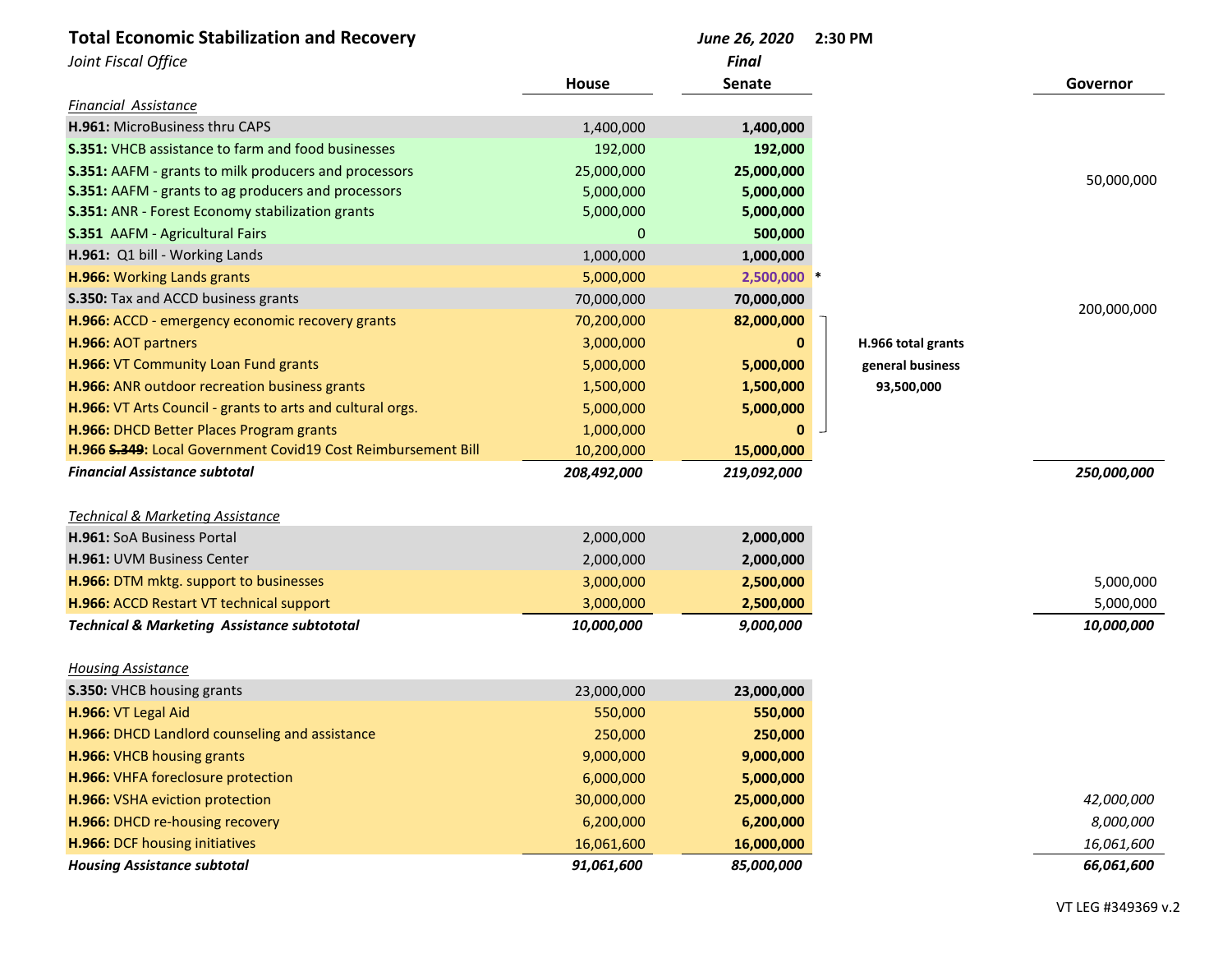# Total Economic Stabilization and Recovery

*Joint Fiscal Office*

*June 26, 2020* **2:30 PM**

| | House | *Final* Senate | | Governor |
|---|---|---|---|---|
| *Financial Assistance* | | | | |
| **H.961:** MicroBusiness thru CAPS | 1,400,000 | **1,400,000** | | |
| **S.351:** VHCB assistance to farm and food businesses | 192,000 | **192,000** | | |
| **S.351:** AAFM - grants to milk producers and processors | 25,000,000 | **25,000,000** | | 50,000,000 |
| **S.351:** AAFM - grants to ag producers and processors | 5,000,000 | **5,000,000** | | |
| **S.351:** ANR - Forest Economy stabilization grants | 5,000,000 | **5,000,000** | | |
| **S.351** AAFM - Agricultural Fairs | 0 | **500,000** | | |
| **H.961:** Q1 bill - Working Lands | 1,000,000 | **1,000,000** | | |
| **H.966:** Working Lands grants | 5,000,000 | **2,500,000** * | | |
| **S.350:** Tax and ACCD business grants | 70,000,000 | **70,000,000** | | 200,000,000 |
| **H.966:** ACCD - emergency economic recovery grants | 70,200,000 | **82,000,000** | | |
| **H.966:** AOT partners | 3,000,000 | **0** | **H.966 total grants general business 93,500,000** | |
| **H.966:** VT Community Loan Fund grants | 5,000,000 | **5,000,000** | | |
| **H.966:** ANR outdoor recreation business grants | 1,500,000 | **1,500,000** | | |
| **H.966:** VT Arts Council - grants to arts and cultural orgs. | 5,000,000 | **5,000,000** | | |
| **H.966:** DHCD Better Places Program grants | 1,000,000 | **0** | | |
| **H.966 ~~S.349~~:** Local Government Covid19 Cost Reimbursement Bill | 10,200,000 | **15,000,000** | | |
| ***Financial Assistance subtotal*** | ***208,492,000*** | ***219,092,000*** | | ***250,000,000*** |
| | | | | |
| *Technical & Marketing Assistance* | | | | |
| **H.961:** SoA Business Portal | 2,000,000 | **2,000,000** | | |
| **H.961:** UVM Business Center | 2,000,000 | **2,000,000** | | |
| **H.966:** DTM mktg. support to businesses | 3,000,000 | **2,500,000** | | 5,000,000 |
| **H.966:** ACCD Restart VT technical support | 3,000,000 | **2,500,000** | | 5,000,000 |
| ***Technical & Marketing Assistance subtototal*** | ***10,000,000*** | ***9,000,000*** | | ***10,000,000*** |
| | | | | |
| *Housing Assistance* | | | | |
| **S.350:** VHCB housing grants | 23,000,000 | **23,000,000** | | |
| **H.966:** VT Legal Aid | 550,000 | **550,000** | | |
| **H.966:** DHCD Landlord counseling and assistance | 250,000 | **250,000** | | |
| **H.966:** VHCB housing grants | 9,000,000 | **9,000,000** | | |
| **H.966:** VHFA foreclosure protection | 6,000,000 | **5,000,000** | | |
| **H.966:** VSHA eviction protection | 30,000,000 | **25,000,000** | | *42,000,000* |
| **H.966:** DHCD re-housing recovery | 6,200,000 | **6,200,000** | | *8,000,000* |
| **H.966:** DCF housing initiatives | 16,061,600 | **16,000,000** | | *16,061,600* |
| ***Housing Assistance subtotal*** | ***91,061,600*** | ***85,000,000*** | | ***66,061,600*** |

VT LEG #349369 v.2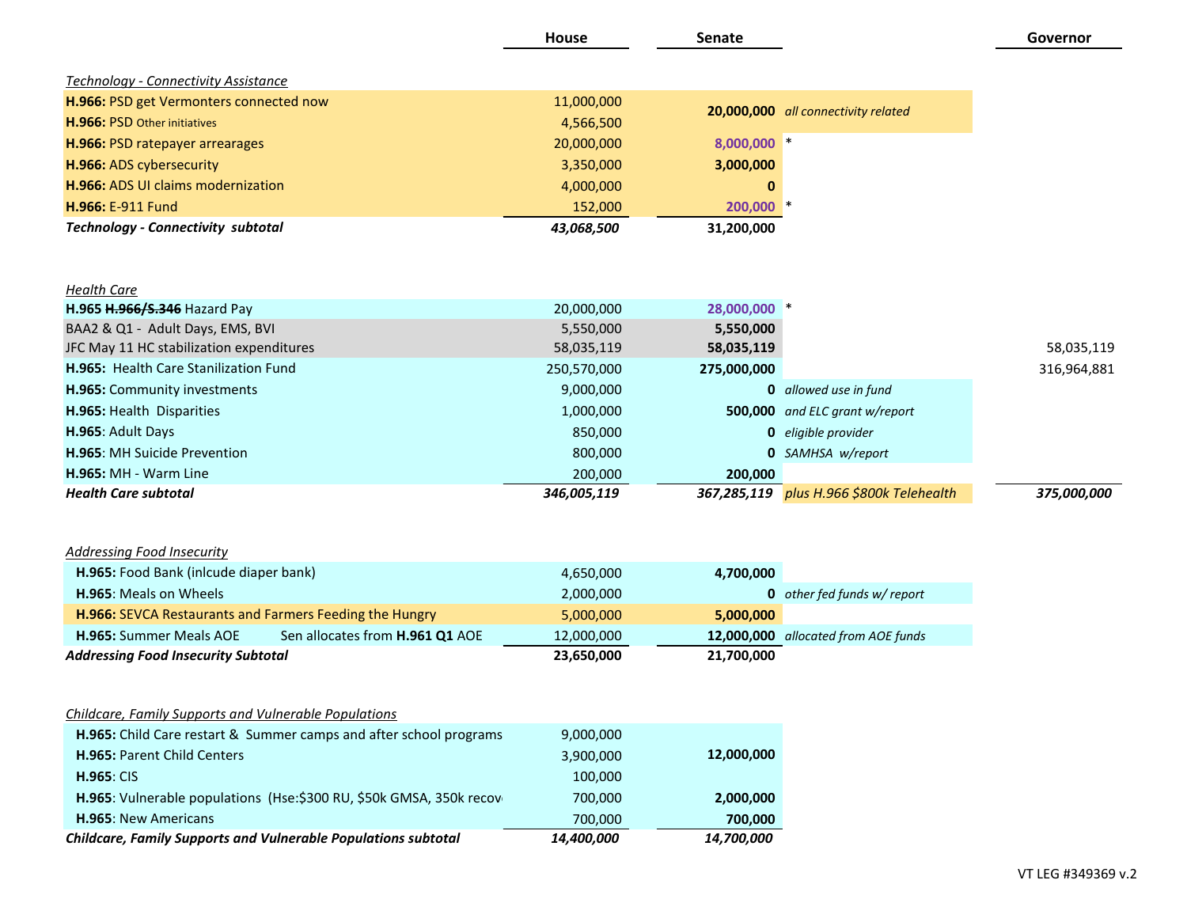| | House | Senate | | Governor |
|---|---|---|---|---|
| *Technology - Connectivity Assistance* | | | | |
| **H.966:** PSD get Vermonters connected now | 11,000,000 | **20,000,000** | *all connectivity related* | |
| **H.966:** PSD Other initiatives | 4,566,500 | | | |
| **H.966:** PSD ratepayer arrearages | 20,000,000 | **8,000,000** | * | |
| **H.966:** ADS cybersecurity | 3,350,000 | **3,000,000** | | |
| **H.966:** ADS UI claims modernization | 4,000,000 | **0** | | |
| **H.966:** E-911 Fund | 152,000 | **200,000** | * | |
| ***Technology - Connectivity subtotal*** | ***43,068,500*** | **31,200,000** | | |
| *Health Care* | | | | |
| **H.965** ~~**H.966/S.346**~~ Hazard Pay | 20,000,000 | **28,000,000** | * | |
| BAA2 & Q1 - Adult Days, EMS, BVI | 5,550,000 | **5,550,000** | | |
| JFC May 11 HC stabilization expenditures | 58,035,119 | **58,035,119** | | 58,035,119 |
| **H.965:** Health Care Stanilization Fund | 250,570,000 | **275,000,000** | | 316,964,881 |
| **H.965:** Community investments | 9,000,000 | **0** | *allowed use in fund* | |
| **H.965:** Health Disparities | 1,000,000 | **500,000** | *and ELC grant w/report* | |
| **H.965**: Adult Days | 850,000 | **0** | *eligible provider* | |
| **H.965**: MH Suicide Prevention | 800,000 | **0** | *SAMHSA w/report* | |
| **H.965:** MH - Warm Line | 200,000 | **200,000** | | |
| ***Health Care subtotal*** | ***346,005,119*** | ***367,285,119*** | *plus H.966 $800k Telehealth* | ***375,000,000*** |
| *Addressing Food Insecurity* | | | | |
| **H.965:** Food Bank (inlcude diaper bank) | 4,650,000 | **4,700,000** | | |
| **H.965**: Meals on Wheels | 2,000,000 | **0** | *other fed funds w/ report* | |
| **H.966:** SEVCA Restaurants and Farmers Feeding the Hungry | 5,000,000 | **5,000,000** | | |
| **H.965:** Summer Meals AOE — Sen allocates from **H.961 Q1** AOE | 12,000,000 | **12,000,000** | *allocated from AOE funds* | |
| ***Addressing Food Insecurity Subtotal*** | **23,650,000** | **21,700,000** | | |
| *Childcare, Family Supports and Vulnerable Populations* | | | | |
| **H.965:** Child Care restart & Summer camps and after school programs | 9,000,000 | **12,000,000** | | |
| **H.965:** Parent Child Centers | 3,900,000 | | | |
| **H.965**: CIS | 100,000 | | | |
| **H.965**: Vulnerable populations (Hse:$300 RU, $50k GMSA, 350k recov | 700,000 | **2,000,000** | | |
| **H.965**: New Americans | 700,000 | **700,000** | | |
| ***Childcare, Family Supports and Vulnerable Populations subtotal*** | ***14,400,000*** | ***14,700,000*** | | |

VT LEG #349369 v.2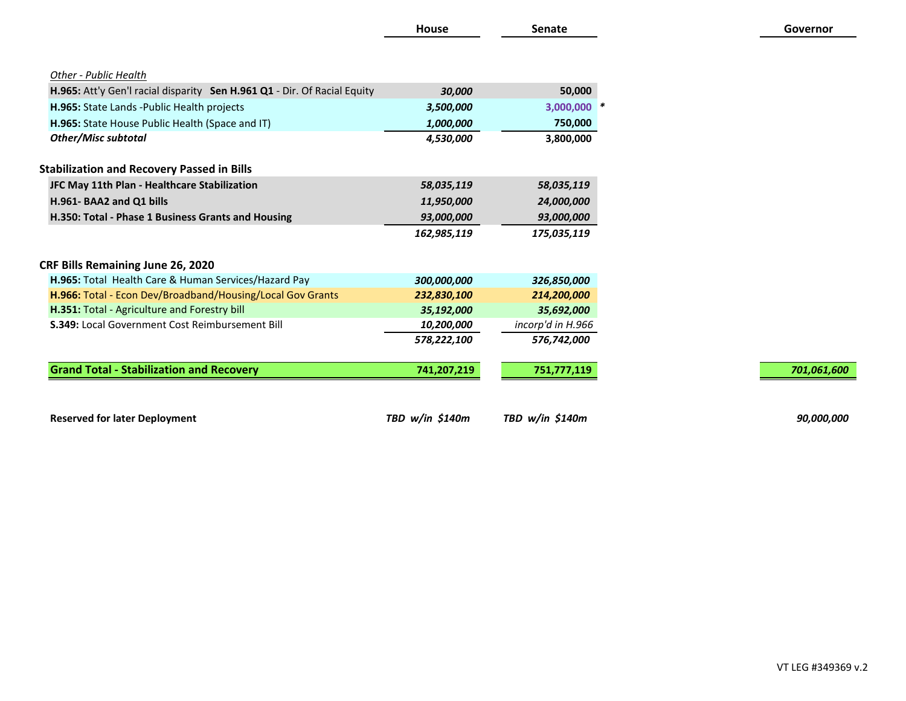| | House | Senate | | Governor |
|---|---|---|---|---|
| *Other - Public Health* | | | | |
| **H.965:** Att'y Gen'l racial disparity **Sen H.961 Q1** - Dir. Of Racial Equity | *30,000* | 50,000 | | |
| **H.965:** State Lands -Public Health projects | *3,500,000* | 3,000,000 | * | |
| **H.965:** State House Public Health (Space and IT) | *1,000,000* | 750,000 | | |
| ***Other/Misc subtotal*** | *4,530,000* | 3,800,000 | | |
| **Stabilization and Recovery Passed in Bills** | | | | |
| **JFC May 11th Plan - Healthcare Stabilization** | *58,035,119* | *58,035,119* | | |
| **H.961- BAA2 and Q1 bills** | *11,950,000* | *24,000,000* | | |
| **H.350: Total - Phase 1 Business Grants and Housing** | *93,000,000* | *93,000,000* | | |
| | *162,985,119* | *175,035,119* | | |
| **CRF Bills Remaining June 26, 2020** | | | | |
| **H.965:** Total Health Care & Human Services/Hazard Pay | *300,000,000* | *326,850,000* | | |
| **H.966:** Total - Econ Dev/Broadband/Housing/Local Gov Grants | *232,830,100* | *214,200,000* | | |
| **H.351:** Total - Agriculture and Forestry bill | *35,192,000* | *35,692,000* | | |
| **S.349:** Local Government Cost Reimbursement Bill | *10,200,000* | *incorp'd in H.966* | | |
| | *578,222,100* | *576,742,000* | | |
| **Grand Total - Stabilization and Recovery** | **741,207,219** | **751,777,119** | | *701,061,600* |
| **Reserved for later Deployment** | *TBD w/in $140m* | *TBD w/in $140m* | | *90,000,000* |

VT LEG #349369 v.2